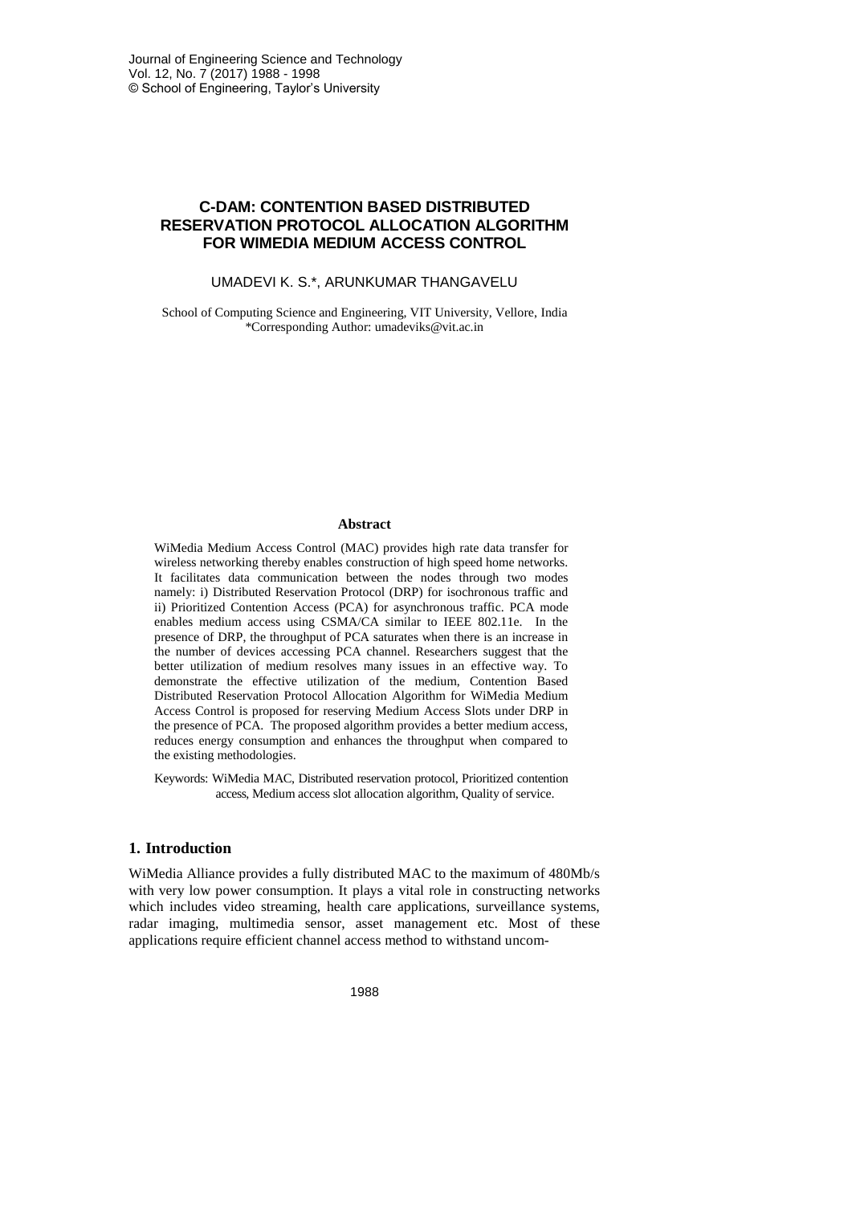# C-DAM: CONTENTION BASED DISTRIBUTED RESERVATION PROTOCOL ALLOCATION ALGORITHM FOR WIMEDIA MEDIUM ACCESS CONTROL

UMADEVI K. S.*, ARUNKUMAR THANGAVELU

School of Computing Science and Engineering, VIT University, Vellore, India
*Corresponding Author: umadeviks@vit.ac.in

## Abstract

WiMedia Medium Access Control (MAC) provides high rate data transfer for wireless networking thereby enables construction of high speed home networks. It facilitates data communication between the nodes through two modes namely: i) Distributed Reservation Protocol (DRP) for isochronous traffic and ii) Prioritized Contention Access (PCA) for asynchronous traffic. PCA mode enables medium access using CSMA/CA similar to IEEE 802.11e. In the presence of DRP, the throughput of PCA saturates when there is an increase in the number of devices accessing PCA channel. Researchers suggest that the better utilization of medium resolves many issues in an effective way. To demonstrate the effective utilization of the medium, Contention Based Distributed Reservation Protocol Allocation Algorithm for WiMedia Medium Access Control is proposed for reserving Medium Access Slots under DRP in the presence of PCA. The proposed algorithm provides a better medium access, reduces energy consumption and enhances the throughput when compared to the existing methodologies.

Keywords: WiMedia MAC, Distributed reservation protocol, Prioritized contention access, Medium access slot allocation algorithm, Quality of service.

## 1. Introduction

WiMedia Alliance provides a fully distributed MAC to the maximum of 480Mb/s with very low power consumption. It plays a vital role in constructing networks which includes video streaming, health care applications, surveillance systems, radar imaging, multimedia sensor, asset management etc. Most of these applications require efficient channel access method to withstand uncom-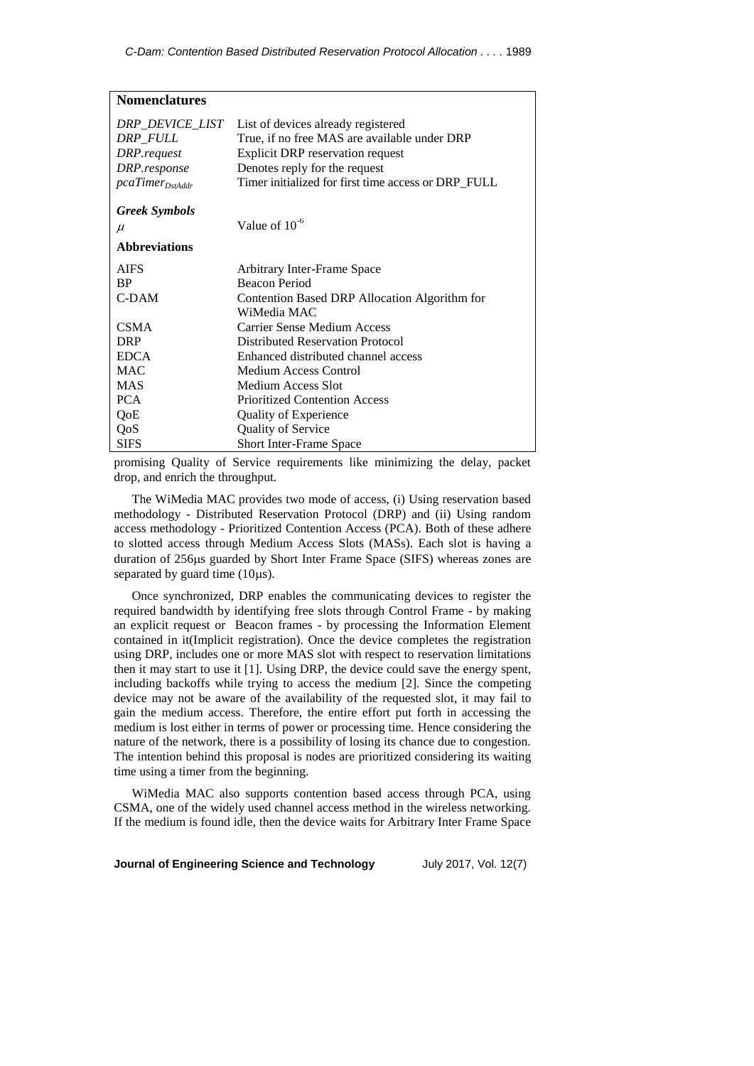| **Nomenclatures** | |
|---|---|
| *DRP_DEVICE_LIST* | List of devices already registered |
| *DRP_FULL* | True, if no free MAS are available under DRP |
| *DRP.request* | Explicit DRP reservation request |
| *DRP.response* | Denotes reply for the request |
| $pcaTimer_{DstAddr}$ | Timer initialized for first time access or DRP_FULL |
| | |
| ***Greek Symbols*** | |
| $\mu$ | Value of $10^{-6}$ |
| **Abbreviations** | |
| AIFS | Arbitrary Inter-Frame Space |
| BP | Beacon Period |
| C-DAM | Contention Based DRP Allocation Algorithm for WiMedia MAC |
| CSMA | Carrier Sense Medium Access |
| DRP | Distributed Reservation Protocol |
| EDCA | Enhanced distributed channel access |
| MAC | Medium Access Control |
| MAS | Medium Access Slot |
| PCA | Prioritized Contention Access |
| QoE | Quality of Experience |
| QoS | Quality of Service |
| SIFS | Short Inter-Frame Space |

promising Quality of Service requirements like minimizing the delay, packet drop, and enrich the throughput.

The WiMedia MAC provides two mode of access, (i) Using reservation based methodology - Distributed Reservation Protocol (DRP) and (ii) Using random access methodology - Prioritized Contention Access (PCA). Both of these adhere to slotted access through Medium Access Slots (MASs). Each slot is having a duration of 256μs guarded by Short Inter Frame Space (SIFS) whereas zones are separated by guard time (10μs).

Once synchronized, DRP enables the communicating devices to register the required bandwidth by identifying free slots through Control Frame - by making an explicit request or Beacon frames - by processing the Information Element contained in it(Implicit registration). Once the device completes the registration using DRP, includes one or more MAS slot with respect to reservation limitations then it may start to use it [1]. Using DRP, the device could save the energy spent, including backoffs while trying to access the medium [2]. Since the competing device may not be aware of the availability of the requested slot, it may fail to gain the medium access. Therefore, the entire effort put forth in accessing the medium is lost either in terms of power or processing time. Hence considering the nature of the network, there is a possibility of losing its chance due to congestion. The intention behind this proposal is nodes are prioritized considering its waiting time using a timer from the beginning.

WiMedia MAC also supports contention based access through PCA, using CSMA, one of the widely used channel access method in the wireless networking. If the medium is found idle, then the device waits for Arbitrary Inter Frame Space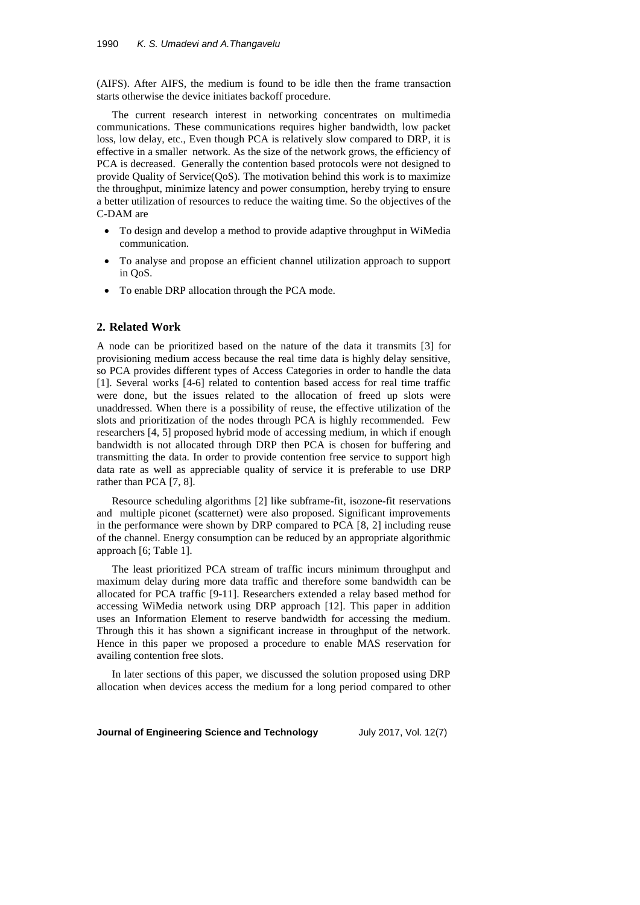(AIFS). After AIFS, the medium is found to be idle then the frame transaction starts otherwise the device initiates backoff procedure.

The current research interest in networking concentrates on multimedia communications. These communications requires higher bandwidth, low packet loss, low delay, etc., Even though PCA is relatively slow compared to DRP, it is effective in a smaller network. As the size of the network grows, the efficiency of PCA is decreased. Generally the contention based protocols were not designed to provide Quality of Service(QoS). The motivation behind this work is to maximize the throughput, minimize latency and power consumption, hereby trying to ensure a better utilization of resources to reduce the waiting time. So the objectives of the C-DAM are

- To design and develop a method to provide adaptive throughput in WiMedia communication.
- To analyse and propose an efficient channel utilization approach to support in QoS.
- To enable DRP allocation through the PCA mode.

## 2. Related Work

A node can be prioritized based on the nature of the data it transmits [3] for provisioning medium access because the real time data is highly delay sensitive, so PCA provides different types of Access Categories in order to handle the data [1]. Several works [4-6] related to contention based access for real time traffic were done, but the issues related to the allocation of freed up slots were unaddressed. When there is a possibility of reuse, the effective utilization of the slots and prioritization of the nodes through PCA is highly recommended. Few researchers [4, 5] proposed hybrid mode of accessing medium, in which if enough bandwidth is not allocated through DRP then PCA is chosen for buffering and transmitting the data. In order to provide contention free service to support high data rate as well as appreciable quality of service it is preferable to use DRP rather than PCA [7, 8].

Resource scheduling algorithms [2] like subframe-fit, isozone-fit reservations and multiple piconet (scatternet) were also proposed. Significant improvements in the performance were shown by DRP compared to PCA [8, 2] including reuse of the channel. Energy consumption can be reduced by an appropriate algorithmic approach [6; Table 1].

The least prioritized PCA stream of traffic incurs minimum throughput and maximum delay during more data traffic and therefore some bandwidth can be allocated for PCA traffic [9-11]. Researchers extended a relay based method for accessing WiMedia network using DRP approach [12]. This paper in addition uses an Information Element to reserve bandwidth for accessing the medium. Through this it has shown a significant increase in throughput of the network. Hence in this paper we proposed a procedure to enable MAS reservation for availing contention free slots.

In later sections of this paper, we discussed the solution proposed using DRP allocation when devices access the medium for a long period compared to other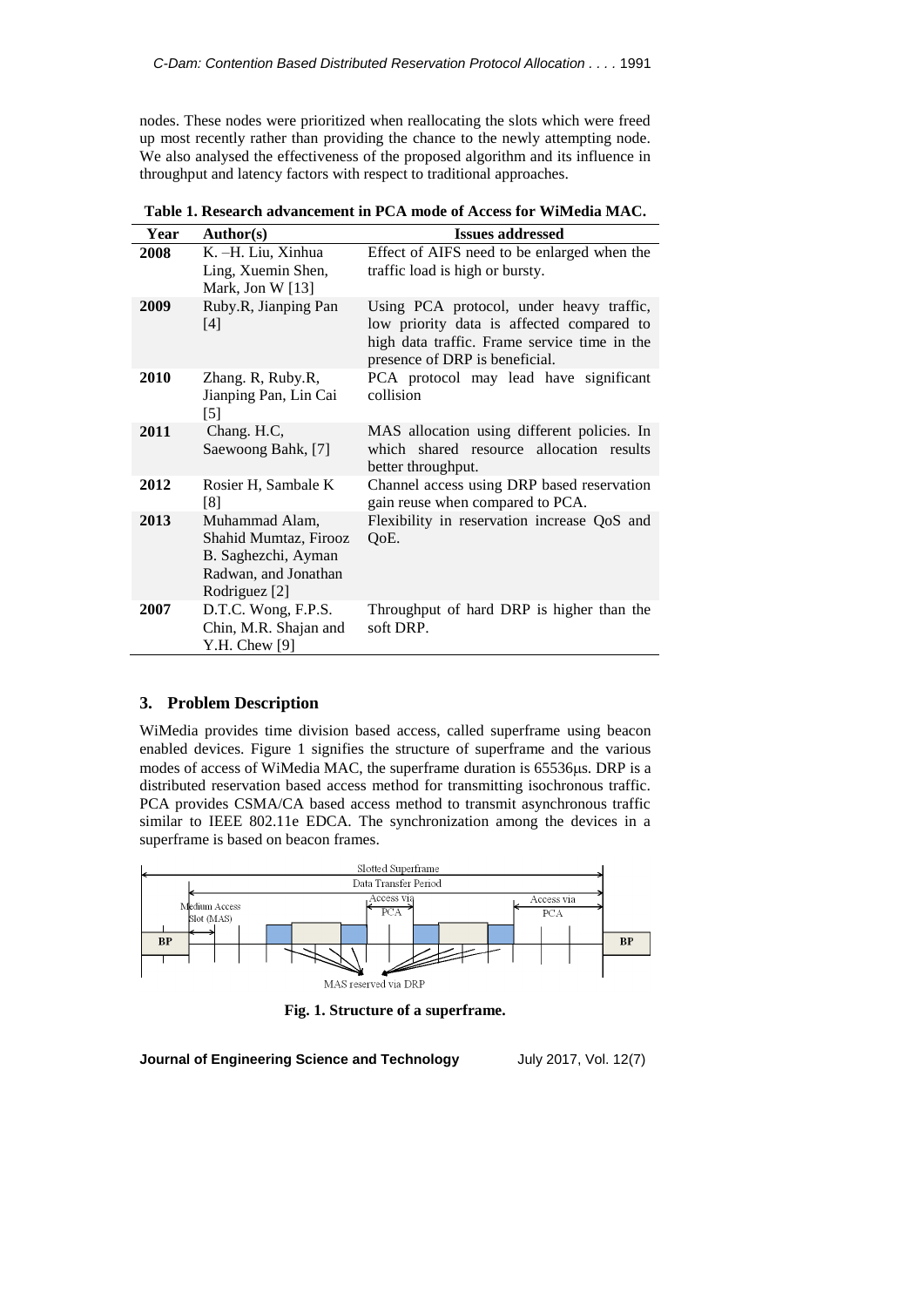nodes. These nodes were prioritized when reallocating the slots which were freed up most recently rather than providing the chance to the newly attempting node. We also analysed the effectiveness of the proposed algorithm and its influence in throughput and latency factors with respect to traditional approaches.

**Table 1. Research advancement in PCA mode of Access for WiMedia MAC.**

| Year | Author(s) | Issues addressed |
| --- | --- | --- |
| **2008** | K. –H. Liu, Xinhua Ling, Xuemin Shen, Mark, Jon W [13] | Effect of AIFS need to be enlarged when the traffic load is high or bursty. |
| **2009** | Ruby.R, Jianping Pan [4] | Using PCA protocol, under heavy traffic, low priority data is affected compared to high data traffic. Frame service time in the presence of DRP is beneficial. |
| **2010** | Zhang. R, Ruby.R, Jianping Pan, Lin Cai [5] | PCA protocol may lead have significant collision |
| **2011** | Chang. H.C, Saewoong Bahk, [7] | MAS allocation using different policies. In which shared resource allocation results better throughput. |
| **2012** | Rosier H, Sambale K [8] | Channel access using DRP based reservation gain reuse when compared to PCA. |
| **2013** | Muhammad Alam, Shahid Mumtaz, Firooz B. Saghezchi, Ayman Radwan, and Jonathan Rodriguez [2] | Flexibility in reservation increase QoS and QoE. |
| **2007** | D.T.C. Wong, F.P.S. Chin, M.R. Shajan and Y.H. Chew [9] | Throughput of hard DRP is higher than the soft DRP. |

## 3. Problem Description

WiMedia provides time division based access, called superframe using beacon enabled devices. Figure 1 signifies the structure of superframe and the various modes of access of WiMedia MAC, the superframe duration is 65536μs. DRP is a distributed reservation based access method for transmitting isochronous traffic. PCA provides CSMA/CA based access method to transmit asynchronous traffic similar to IEEE 802.11e EDCA. The synchronization among the devices in a superframe is based on beacon frames.

**Fig. 1. Structure of a superframe.**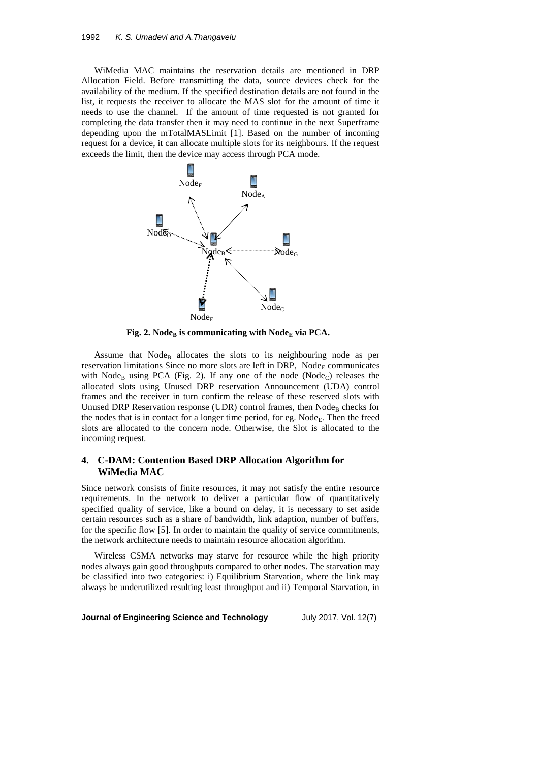WiMedia MAC maintains the reservation details are mentioned in DRP Allocation Field. Before transmitting the data, source devices check for the availability of the medium. If the specified destination details are not found in the list, it requests the receiver to allocate the MAS slot for the amount of time it needs to use the channel. If the amount of time requested is not granted for completing the data transfer then it may need to continue in the next Superframe depending upon the mTotalMASLimit [1]. Based on the number of incoming request for a device, it can allocate multiple slots for its neighbours. If the request exceeds the limit, then the device may access through PCA mode.

**Fig. 2. Node$_B$ is communicating with Node$_E$ via PCA.**

Assume that Node$_B$ allocates the slots to its neighbouring node as per reservation limitations Since no more slots are left in DRP, Node$_E$ communicates with Node$_B$ using PCA (Fig. 2). If any one of the node (Node$_C$) releases the allocated slots using Unused DRP reservation Announcement (UDA) control frames and the receiver in turn confirm the release of these reserved slots with Unused DRP Reservation response (UDR) control frames, then Node$_B$ checks for the nodes that is in contact for a longer time period, for eg. Node$_E$. Then the freed slots are allocated to the concern node. Otherwise, the Slot is allocated to the incoming request.

## 4. C-DAM: Contention Based DRP Allocation Algorithm for WiMedia MAC

Since network consists of finite resources, it may not satisfy the entire resource requirements. In the network to deliver a particular flow of quantitatively specified quality of service, like a bound on delay, it is necessary to set aside certain resources such as a share of bandwidth, link adaption, number of buffers, for the specific flow [5]. In order to maintain the quality of service commitments, the network architecture needs to maintain resource allocation algorithm.

Wireless CSMA networks may starve for resource while the high priority nodes always gain good throughputs compared to other nodes. The starvation may be classified into two categories: i) Equilibrium Starvation, where the link may always be underutilized resulting least throughput and ii) Temporal Starvation, in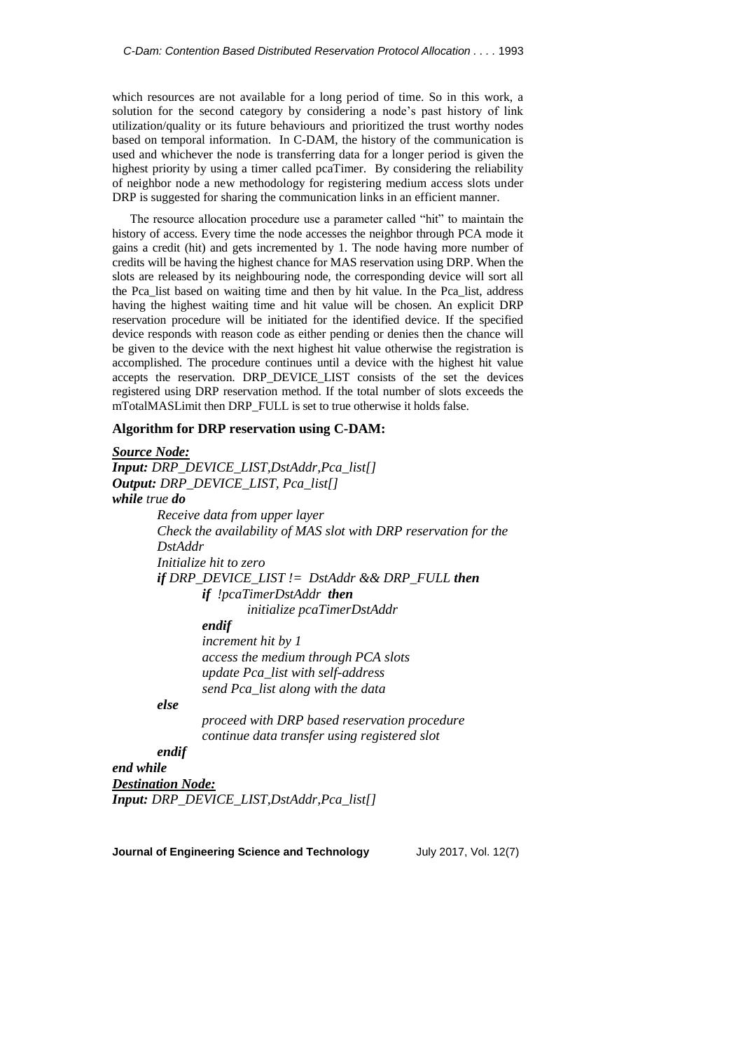which resources are not available for a long period of time. So in this work, a solution for the second category by considering a node's past history of link utilization/quality or its future behaviours and prioritized the trust worthy nodes based on temporal information. In C-DAM, the history of the communication is used and whichever the node is transferring data for a longer period is given the highest priority by using a timer called pcaTimer. By considering the reliability of neighbor node a new methodology for registering medium access slots under DRP is suggested for sharing the communication links in an efficient manner.

The resource allocation procedure use a parameter called "hit" to maintain the history of access. Every time the node accesses the neighbor through PCA mode it gains a credit (hit) and gets incremented by 1. The node having more number of credits will be having the highest chance for MAS reservation using DRP. When the slots are released by its neighbouring node, the corresponding device will sort all the Pca_list based on waiting time and then by hit value. In the Pca_list, address having the highest waiting time and hit value will be chosen. An explicit DRP reservation procedure will be initiated for the identified device. If the specified device responds with reason code as either pending or denies then the chance will be given to the device with the next highest hit value otherwise the registration is accomplished. The procedure continues until a device with the highest hit value accepts the reservation. DRP_DEVICE_LIST consists of the set the devices registered using DRP reservation method. If the total number of slots exceeds the mTotalMASLimit then DRP_FULL is set to true otherwise it holds false.

**Algorithm for DRP reservation using C-DAM:**

***Source Node:***

***Input:*** *DRP_DEVICE_LIST,DstAddr,Pca_list[]*

***Output:*** *DRP_DEVICE_LIST, Pca_list[]*

```
while true do
        Receive data from upper layer
        Check the availability of MAS slot with DRP reservation for the
        DstAddr
        Initialize hit to zero
        if DRP_DEVICE_LIST != DstAddr && DRP_FULL then
                if !pcaTimerDstAddr then
                        initialize pcaTimerDstAddr
                endif
                increment hit by 1
                access the medium through PCA slots
                update Pca_list with self-address
                send Pca_list along with the data
        else
                proceed with DRP based reservation procedure
                continue data transfer using registered slot
        endif
end while
```

***Destination Node:***

***Input:*** *DRP_DEVICE_LIST,DstAddr,Pca_list[]*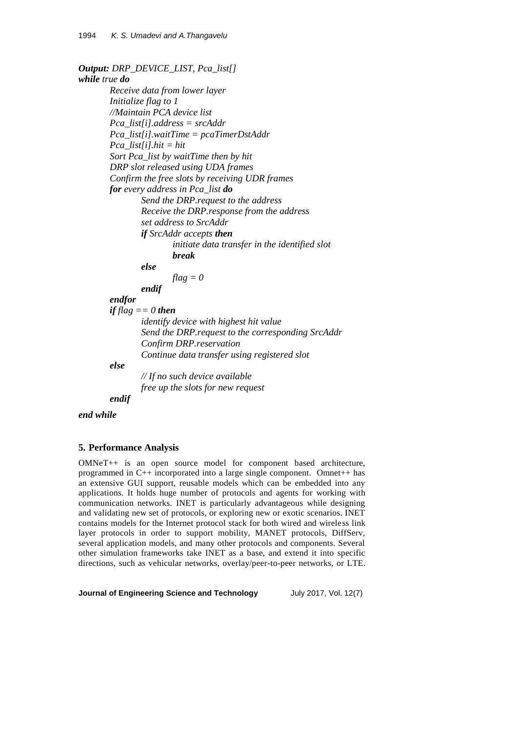**Output:** *DRP_DEVICE_LIST, Pca_list[]*

```
while true do
    Receive data from lower layer
    Initialize flag to 1
    //Maintain PCA device list
    Pca_list[i].address = srcAddr
    Pca_list[i].waitTime = pcaTimerDstAddr
    Pca_list[i].hit = hit
    Sort Pca_list by waitTime then by hit
    DRP slot released using UDA frames
    Confirm the free slots by receiving UDR frames
    for every address in Pca_list do
        Send the DRP.request to the address
        Receive the DRP.response from the address
        set address to SrcAddr
        if SrcAddr accepts then
            initiate data transfer in the identified slot
            break
        else
            flag = 0
        endif
    endfor
    if flag == 0 then
        identify device with highest hit value
        Send the DRP.request to the corresponding SrcAddr
        Confirm DRP.reservation
        Continue data transfer using registered slot
    else
        // If no such device available
        free up the slots for new request
    endif
end while
```

## 5. Performance Analysis

OMNeT++ is an open source model for component based architecture, programmed in C++ incorporated into a large single component. Omnet++ has an extensive GUI support, reusable models which can be embedded into any applications. It holds huge number of protocols and agents for working with communication networks. INET is particularly advantageous while designing and validating new set of protocols, or exploring new or exotic scenarios. INET contains models for the Internet protocol stack for both wired and wireless link layer protocols in order to support mobility, MANET protocols, DiffServ, several application models, and many other protocols and components. Several other simulation frameworks take INET as a base, and extend it into specific directions, such as vehicular networks, overlay/peer-to-peer networks, or LTE.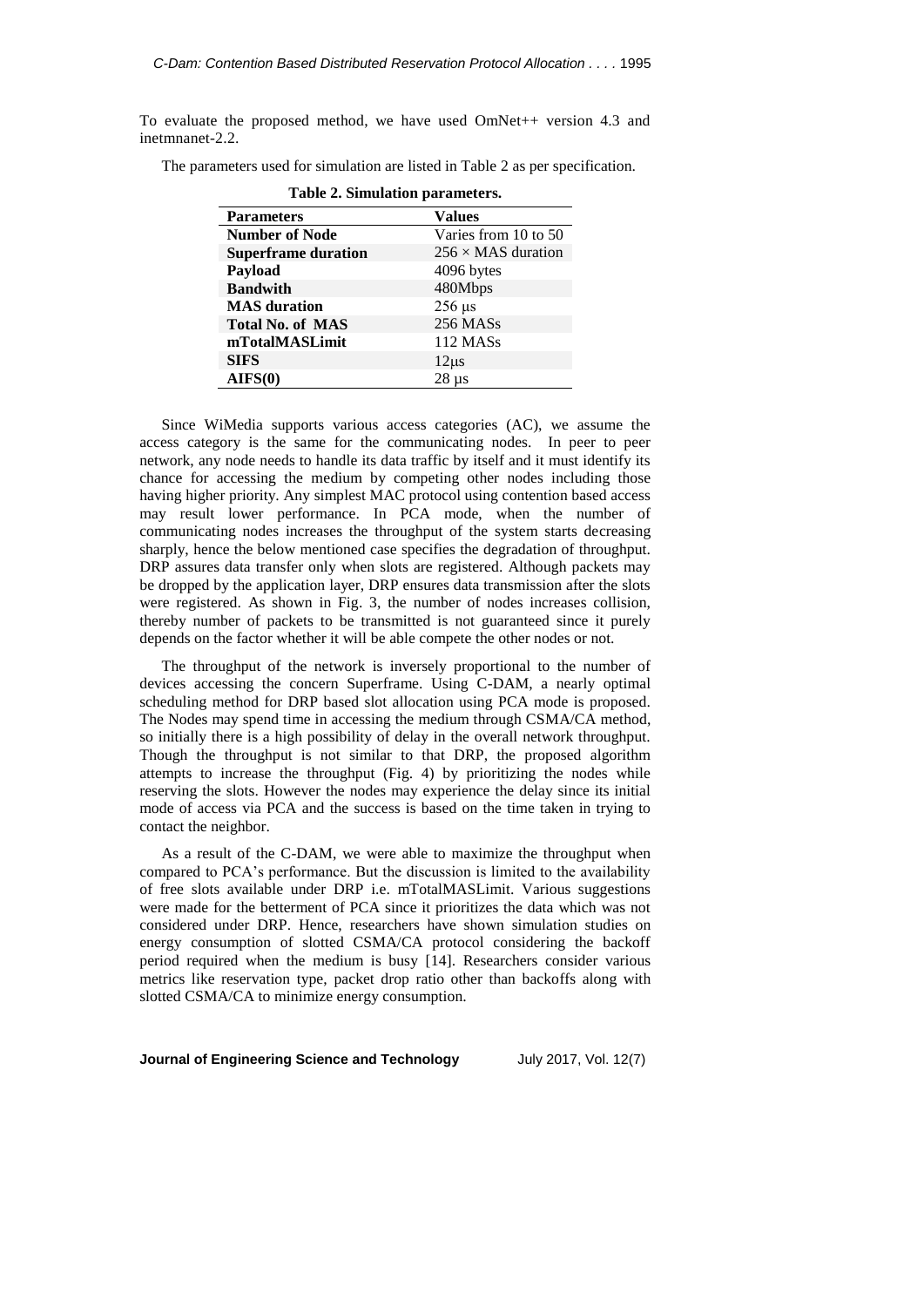To evaluate the proposed method, we have used OmNet++ version 4.3 and inetmnanet-2.2.

The parameters used for simulation are listed in Table 2 as per specification.

**Table 2. Simulation parameters.**

| Parameters | Values |
|---|---|
| **Number of Node** | Varies from 10 to 50 |
| **Superframe duration** | $256 \times$ MAS duration |
| **Payload** | 4096 bytes |
| **Bandwith** | 480Mbps |
| **MAS duration** | 256 μs |
| **Total No. of MAS** | 256 MASs |
| **mTotalMASLimit** | 112 MASs |
| **SIFS** | 12μs |
| **AIFS(0)** | 28 μs |

Since WiMedia supports various access categories (AC), we assume the access category is the same for the communicating nodes. In peer to peer network, any node needs to handle its data traffic by itself and it must identify its chance for accessing the medium by competing other nodes including those having higher priority. Any simplest MAC protocol using contention based access may result lower performance. In PCA mode, when the number of communicating nodes increases the throughput of the system starts decreasing sharply, hence the below mentioned case specifies the degradation of throughput. DRP assures data transfer only when slots are registered. Although packets may be dropped by the application layer, DRP ensures data transmission after the slots were registered. As shown in Fig. 3, the number of nodes increases collision, thereby number of packets to be transmitted is not guaranteed since it purely depends on the factor whether it will be able compete the other nodes or not.

The throughput of the network is inversely proportional to the number of devices accessing the concern Superframe. Using C-DAM, a nearly optimal scheduling method for DRP based slot allocation using PCA mode is proposed. The Nodes may spend time in accessing the medium through CSMA/CA method, so initially there is a high possibility of delay in the overall network throughput. Though the throughput is not similar to that DRP, the proposed algorithm attempts to increase the throughput (Fig. 4) by prioritizing the nodes while reserving the slots. However the nodes may experience the delay since its initial mode of access via PCA and the success is based on the time taken in trying to contact the neighbor.

As a result of the C-DAM, we were able to maximize the throughput when compared to PCA's performance. But the discussion is limited to the availability of free slots available under DRP i.e. mTotalMASLimit. Various suggestions were made for the betterment of PCA since it prioritizes the data which was not considered under DRP. Hence, researchers have shown simulation studies on energy consumption of slotted CSMA/CA protocol considering the backoff period required when the medium is busy [14]. Researchers consider various metrics like reservation type, packet drop ratio other than backoffs along with slotted CSMA/CA to minimize energy consumption.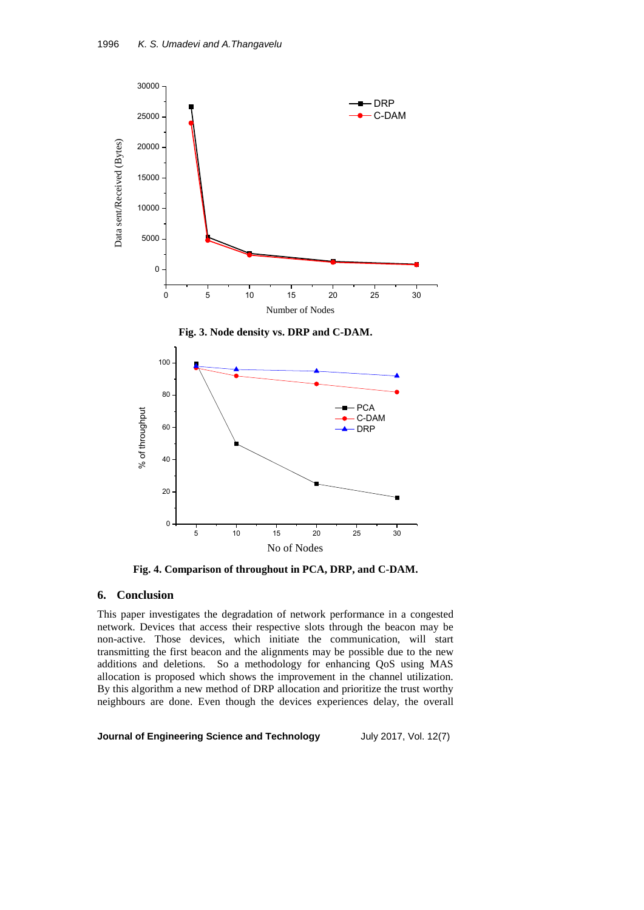Fig. 3. Node density vs. DRP and C-DAM.

Fig. 4. Comparison of throughout in PCA, DRP, and C-DAM.

## 6. Conclusion

This paper investigates the degradation of network performance in a congested network. Devices that access their respective slots through the beacon may be non-active. Those devices, which initiate the communication, will start transmitting the first beacon and the alignments may be possible due to the new additions and deletions. So a methodology for enhancing QoS using MAS allocation is proposed which shows the improvement in the channel utilization. By this algorithm a new method of DRP allocation and prioritize the trust worthy neighbours are done. Even though the devices experiences delay, the overall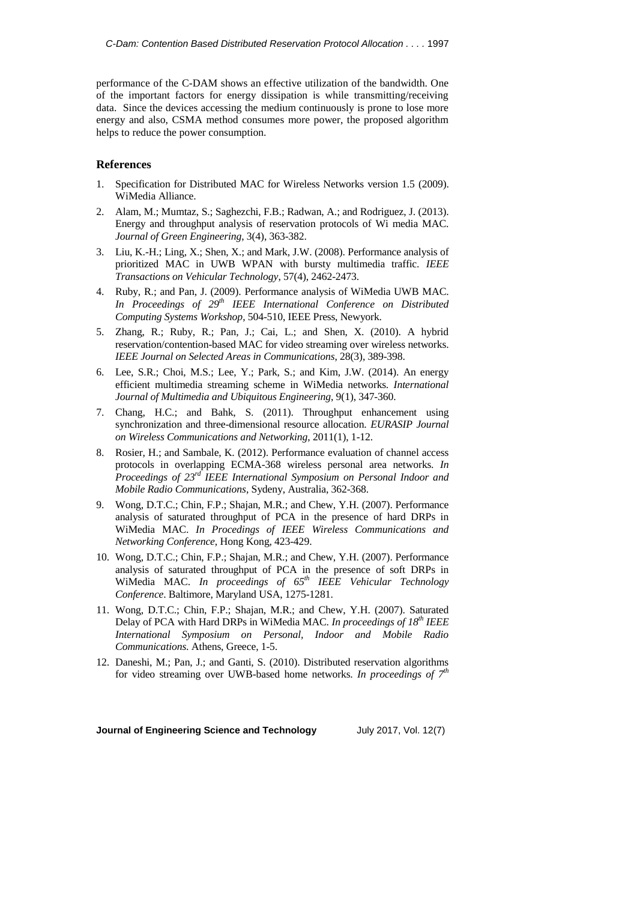performance of the C-DAM shows an effective utilization of the bandwidth. One of the important factors for energy dissipation is while transmitting/receiving data. Since the devices accessing the medium continuously is prone to lose more energy and also, CSMA method consumes more power, the proposed algorithm helps to reduce the power consumption.

## References

1. Specification for Distributed MAC for Wireless Networks version 1.5 (2009). WiMedia Alliance.
2. Alam, M.; Mumtaz, S.; Saghezchi, F.B.; Radwan, A.; and Rodriguez, J. (2013). Energy and throughput analysis of reservation protocols of Wi media MAC. *Journal of Green Engineering*, 3(4), 363-382.
3. Liu, K.-H.; Ling, X.; Shen, X.; and Mark, J.W. (2008). Performance analysis of prioritized MAC in UWB WPAN with bursty multimedia traffic. *IEEE Transactions on Vehicular Technology*, 57(4), 2462-2473.
4. Ruby, R.; and Pan, J. (2009). Performance analysis of WiMedia UWB MAC. *In Proceedings of 29th IEEE International Conference on Distributed Computing Systems Workshop*, 504-510, IEEE Press, Newyork.
5. Zhang, R.; Ruby, R.; Pan, J.; Cai, L.; and Shen, X. (2010). A hybrid reservation/contention-based MAC for video streaming over wireless networks. *IEEE Journal on Selected Areas in Communications*, 28(3), 389-398.
6. Lee, S.R.; Choi, M.S.; Lee, Y.; Park, S.; and Kim, J.W. (2014). An energy efficient multimedia streaming scheme in WiMedia networks. *International Journal of Multimedia and Ubiquitous Engineering*, 9(1), 347-360.
7. Chang, H.C.; and Bahk, S. (2011). Throughput enhancement using synchronization and three-dimensional resource allocation. *EURASIP Journal on Wireless Communications and Networking*, 2011(1), 1-12.
8. Rosier, H.; and Sambale, K. (2012). Performance evaluation of channel access protocols in overlapping ECMA-368 wireless personal area networks. *In Proceedings of 23rd IEEE International Symposium on Personal Indoor and Mobile Radio Communications*, Sydeny, Australia, 362-368.
9. Wong, D.T.C.; Chin, F.P.; Shajan, M.R.; and Chew, Y.H. (2007). Performance analysis of saturated throughput of PCA in the presence of hard DRPs in WiMedia MAC. *In Procedings of IEEE Wireless Communications and Networking Conference*, Hong Kong, 423-429.
10. Wong, D.T.C.; Chin, F.P.; Shajan, M.R.; and Chew, Y.H. (2007). Performance analysis of saturated throughput of PCA in the presence of soft DRPs in WiMedia MAC. *In proceedings of 65th IEEE Vehicular Technology Conference*. Baltimore, Maryland USA, 1275-1281.
11. Wong, D.T.C.; Chin, F.P.; Shajan, M.R.; and Chew, Y.H. (2007). Saturated Delay of PCA with Hard DRPs in WiMedia MAC. *In proceedings of 18th IEEE International Symposium on Personal, Indoor and Mobile Radio Communications*. Athens, Greece, 1-5.
12. Daneshi, M.; Pan, J.; and Ganti, S. (2010). Distributed reservation algorithms for video streaming over UWB-based home networks. *In proceedings of 7th*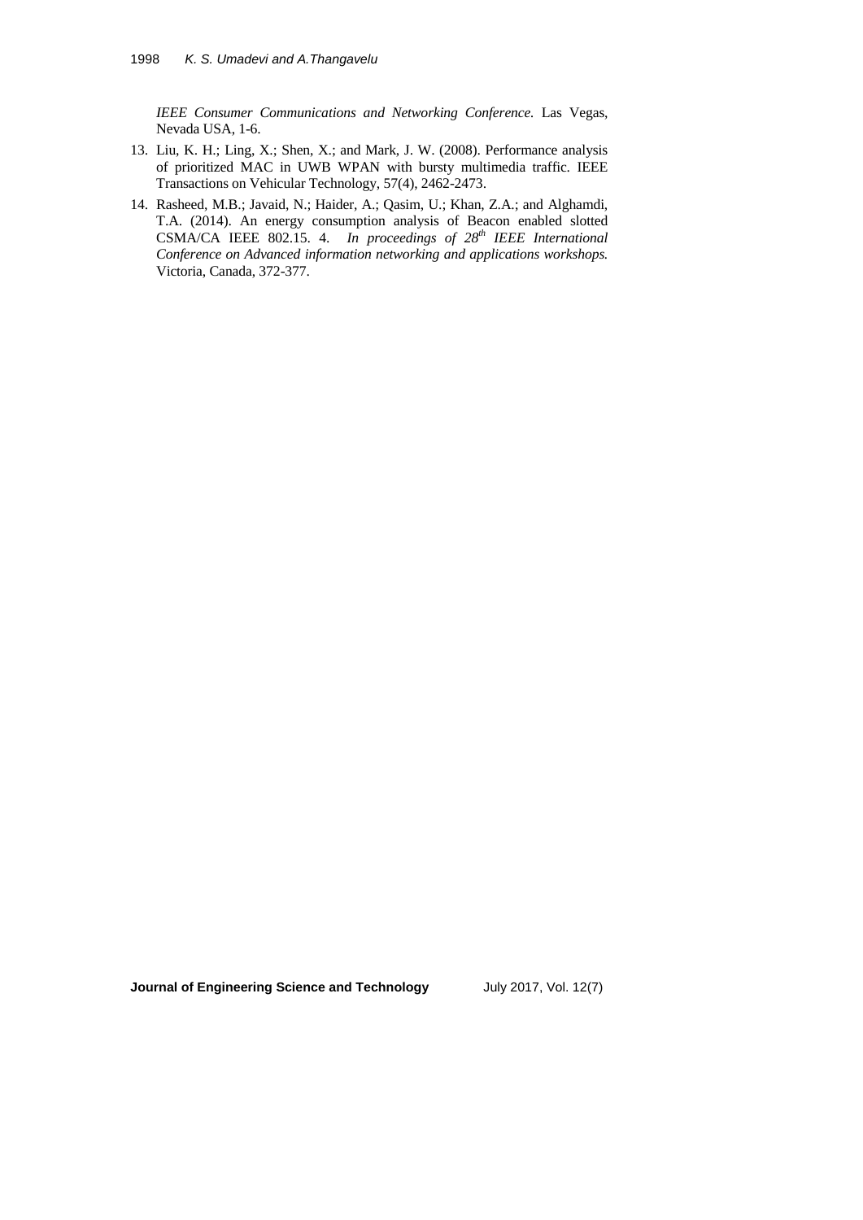*IEEE Consumer Communications and Networking Conference*. Las Vegas, Nevada USA, 1-6.

13. Liu, K. H.; Ling, X.; Shen, X.; and Mark, J. W. (2008). Performance analysis of prioritized MAC in UWB WPAN with bursty multimedia traffic. IEEE Transactions on Vehicular Technology, 57(4), 2462-2473.
14. Rasheed, M.B.; Javaid, N.; Haider, A.; Qasim, U.; Khan, Z.A.; and Alghamdi, T.A. (2014). An energy consumption analysis of Beacon enabled slotted CSMA/CA IEEE 802.15. 4. *In proceedings of 28th IEEE International Conference on Advanced information networking and applications workshops.* Victoria, Canada, 372-377.